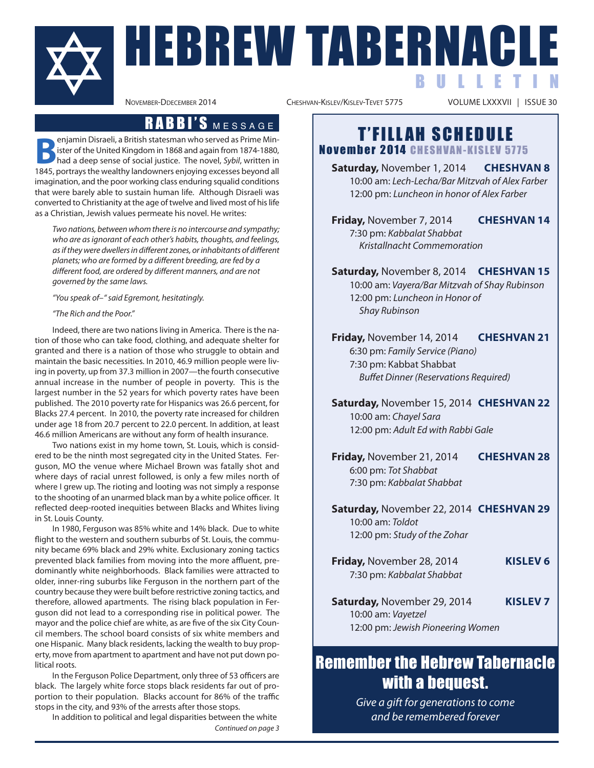# HEBREW TABERNACLE BULLETIN

November-Ddecember 2014 | Cheshvan-Kislev/Kislev-Tevet 5775 | VOLUME LXXXVII | ISSUE 30

## RABBI'S MESSAGE

Benjamin Disraeli, a British statesman who served as Prime Minister of the United Kingdom in 1868 and again from 1874-1880, had a deep sense of social justice. The novel, *Sybil*, written in 1845, portrays the wealthy landowners enjoying excesses beyond all imagination, and the poor working class enduring squalid conditions that were barely able to sustain human life. Although Disraeli was converted to Christianity at the age of twelve and lived most of his life as a Christian, Jewish values permeate his novel. He writes:

> *Two nations, between whom there is no intercourse and sympathy; who are as ignorant of each other's habits, thoughts, and feelings, as if they were dwellers in different zones, or inhabitants of different planets; who are formed by a different breeding, are fed by a different food, are ordered by different manners, and are not governed by the same laws.*
>
> *"You speak of–" said Egremont, hesitatingly.*
>
> *"The Rich and the Poor."*

Indeed, there are two nations living in America. There is the nation of those who can take food, clothing, and adequate shelter for granted and there is a nation of those who struggle to obtain and maintain the basic necessities. In 2010, 46.9 million people were living in poverty, up from 37.3 million in 2007—the fourth consecutive annual increase in the number of people in poverty. This is the largest number in the 52 years for which poverty rates have been published. The 2010 poverty rate for Hispanics was 26.6 percent, for Blacks 27.4 percent. In 2010, the poverty rate increased for children under age 18 from 20.7 percent to 22.0 percent. In addition, at least 46.6 million Americans are without any form of health insurance.

Two nations exist in my home town, St. Louis, which is considered to be the ninth most segregated city in the United States. Ferguson, MO the venue where Michael Brown was fatally shot and where days of racial unrest followed, is only a few miles north of where I grew up. The rioting and looting was not simply a response to the shooting of an unarmed black man by a white police officer. It reflected deep-rooted inequities between Blacks and Whites living in St. Louis County.

In 1980, Ferguson was 85% white and 14% black. Due to white flight to the western and southern suburbs of St. Louis, the community became 69% black and 29% white. Exclusionary zoning tactics prevented black families from moving into the more affluent, predominantly white neighborhoods. Black families were attracted to older, inner-ring suburbs like Ferguson in the northern part of the country because they were built before restrictive zoning tactics, and therefore, allowed apartments. The rising black population in Ferguson did not lead to a corresponding rise in political power. The mayor and the police chief are white, as are five of the six City Council members. The school board consists of six white members and one Hispanic. Many black residents, lacking the wealth to buy property, move from apartment to apartment and have not put down political roots.

In the Ferguson Police Department, only three of 53 officers are black. The largely white force stops black residents far out of proportion to their population. Blacks account for 86% of the traffic stops in the city, and 93% of the arrests after those stops.

In addition to political and legal disparities between the white

*Continued on page 3*

## T'FILLAH SCHEDULE
### November 2014 CHESHVAN-KISLEV 5775

**Saturday,** November 1, 2014 — **CHESHVAN 8**
10:00 am: *Lech-Lecha/Bar Mitzvah of Alex Farber*
12:00 pm: *Luncheon in honor of Alex Farber*

**Friday,** November 7, 2014 — **CHESHVAN 14**
7:30 pm: *Kabbalat Shabbat*
*Kristallnacht Commemoration*

**Saturday,** November 8, 2014 — **CHESHVAN 15**
10:00 am: *Vayera/Bar Mitzvah of Shay Rubinson*
12:00 pm: *Luncheon in Honor of Shay Rubinson*

**Friday,** November 14, 2014 — **CHESHVAN 21**
6:30 pm: *Family Service (Piano)*
7:30 pm: Kabbat Shabbat
*Buffet Dinner (Reservations Required)*

**Saturday,** November 15, 2014 — **CHESHVAN 22**
10:00 am: *Chayel Sara*
12:00 pm: *Adult Ed with Rabbi Gale*

**Friday,** November 21, 2014 — **CHESHVAN 28**
6:00 pm: *Tot Shabbat*
7:30 pm: *Kabbalat Shabbat*

**Saturday,** November 22, 2014 — **CHESHVAN 29**
10:00 am: *Toldot*
12:00 pm: *Study of the Zohar*

**Friday,** November 28, 2014 — **KISLEV 6**
7:30 pm: *Kabbalat Shabbat*

**Saturday,** November 29, 2014 — **KISLEV 7**
10:00 am: *Vayetzel*
12:00 pm: *Jewish Pioneering Women*

## Remember the Hebrew Tabernacle with a bequest.

*Give a gift for generations to come and be remembered forever*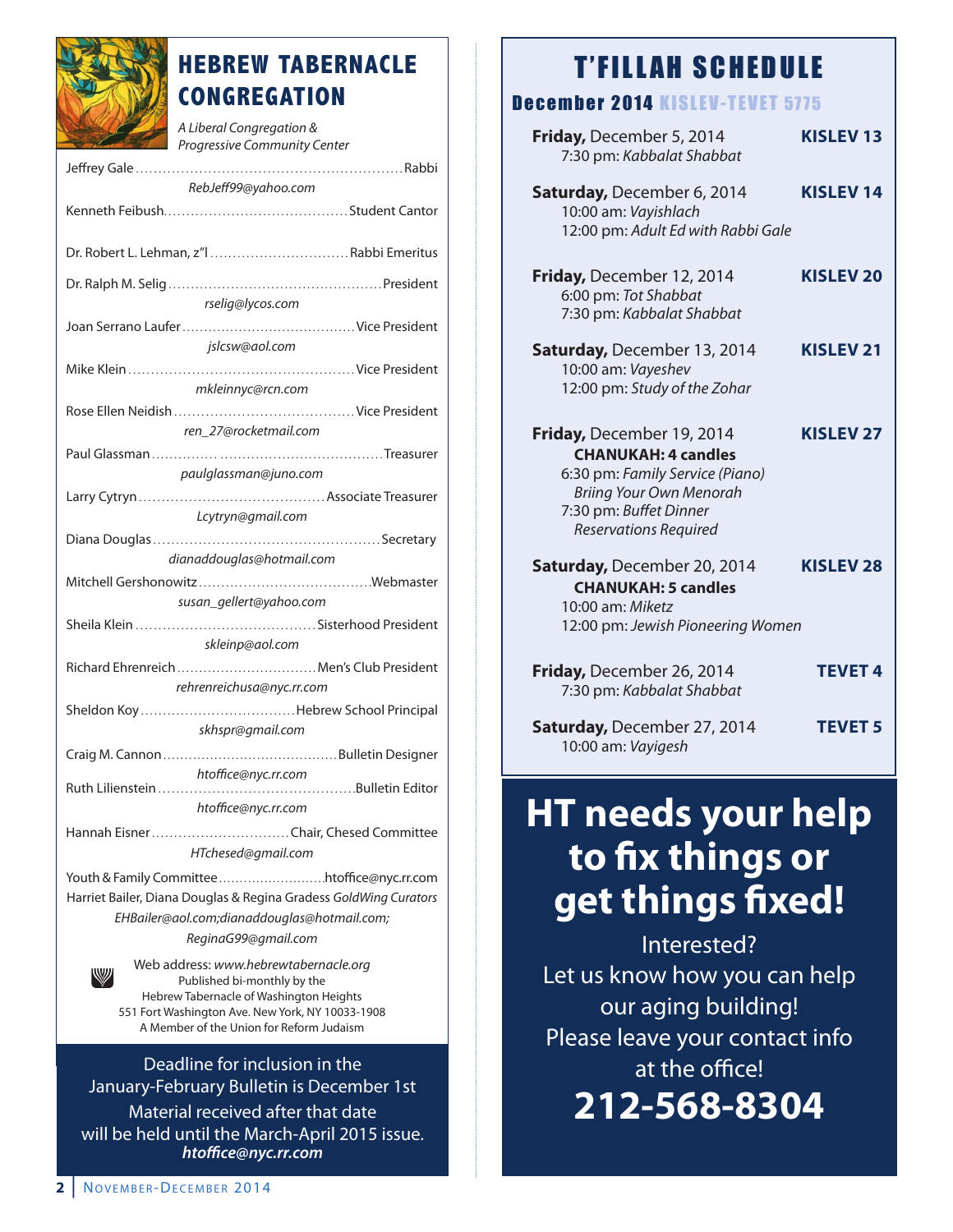# HEBREW TABERNACLE CONGREGATION

*A Liberal Congregation & Progressive Community Center*

Jeffrey Gale .......... Rabbi
*RebJeff99@yahoo.com*

Kenneth Feibush .......... Student Cantor

Dr. Robert L. Lehman, z"l .......... Rabbi Emeritus

Dr. Ralph M. Selig .......... President
*rselig@lycos.com*

Joan Serrano Laufer .......... Vice President
*jslcsw@aol.com*

Mike Klein .......... Vice President
*mkleinnyc@rcn.com*

Rose Ellen Neidish .......... Vice President
*ren_27@rocketmail.com*

Paul Glassman .......... Treasurer
*paulglassman@juno.com*

Larry Cytryn .......... Associate Treasurer
*Lcytryn@gmail.com*

Diana Douglas .......... Secretary
*dianaddouglas@hotmail.com*

Mitchell Gershonowitz .......... Webmaster
*susan_gellert@yahoo.com*

Sheila Klein .......... Sisterhood President
*skleinp@aol.com*

Richard Ehrenreich .......... Men's Club President
*rehrenreichusa@nyc.rr.com*

Sheldon Koy .......... Hebrew School Principal
*skhspr@gmail.com*

Craig M. Cannon .......... Bulletin Designer
*htoffice@nyc.rr.com*

Ruth Lilienstein .......... Bulletin Editor
*htoffice@nyc.rr.com*

Hannah Eisner .......... Chair, Chesed Committee
*HTchesed@gmail.com*

Youth & Family Committee .......... htoffice@nyc.rr.com

Harriet Bailer, Diana Douglas & Regina Gradess *GoldWing Curators*
*EHBailer@aol.com;dianaddouglas@hotmail.com; ReginaG99@gmail.com*

Web address: *www.hebrewtabernacle.org*
Published bi-monthly by the
Hebrew Tabernacle of Washington Heights
551 Fort Washington Ave. New York, NY 10033-1908
A Member of the Union for Reform Judaism

Deadline for inclusion in the January-February Bulletin is December 1st
Material received after that date will be held until the March-April 2015 issue.
***htoffice@nyc.rr.com***

# T'FILLAH SCHEDULE

## December 2014 KISLEV-TEVET 5775

**Friday,** December 5, 2014 — **KISLEV 13**
7:30 pm: *Kabbalat Shabbat*

**Saturday,** December 6, 2014 — **KISLEV 14**
10:00 am: *Vayishlach*
12:00 pm: *Adult Ed with Rabbi Gale*

**Friday,** December 12, 2014 — **KISLEV 20**
6:00 pm: *Tot Shabbat*
7:30 pm: *Kabbalat Shabbat*

**Saturday,** December 13, 2014 — **KISLEV 21**
10:00 am: *Vayeshev*
12:00 pm: *Study of the Zohar*

**Friday,** December 19, 2014 — **KISLEV 27**
**CHANUKAH: 4 candles**
6:30 pm: *Family Service (Piano)*
*Briing Your Own Menorah*
7:30 pm: *Buffet Dinner*
*Reservations Required*

**Saturday,** December 20, 2014 — **KISLEV 28**
**CHANUKAH: 5 candles**
10:00 am: *Miketz*
12:00 pm: *Jewish Pioneering Women*

**Friday,** December 26, 2014 — **TEVET 4**
7:30 pm: *Kabbalat Shabbat*

**Saturday,** December 27, 2014 — **TEVET 5**
10:00 am: *Vayigesh*

# HT needs your help to fix things or get things fixed!

Interested?
Let us know how you can help our aging building!
Please leave your contact info at the office!

**212-568-8304**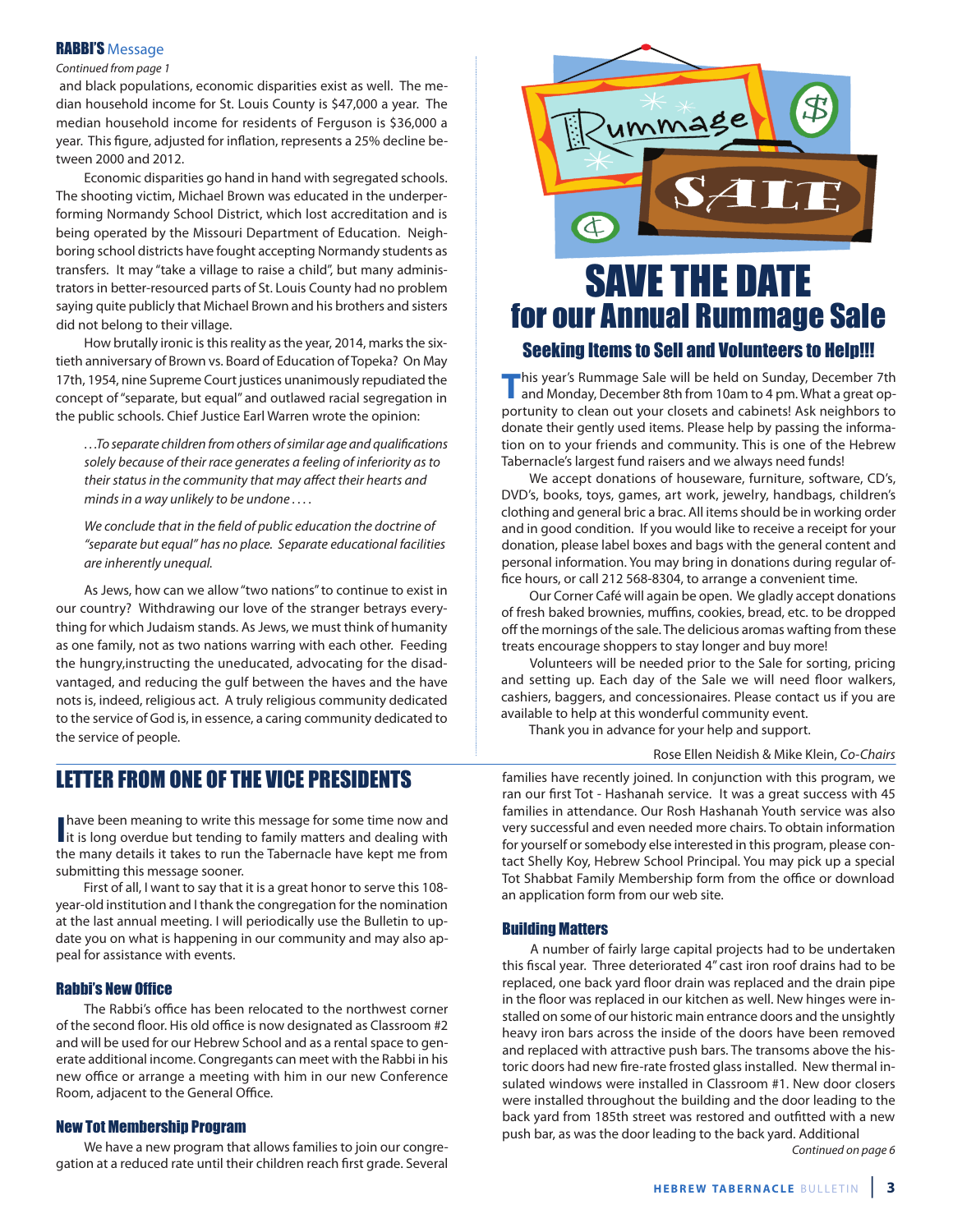## RABBI'S Message

*Continued from page 1*

and black populations, economic disparities exist as well. The median household income for St. Louis County is $47,000 a year. The median household income for residents of Ferguson is $36,000 a year. This figure, adjusted for inflation, represents a 25% decline between 2000 and 2012.

Economic disparities go hand in hand with segregated schools. The shooting victim, Michael Brown was educated in the underperforming Normandy School District, which lost accreditation and is being operated by the Missouri Department of Education. Neighboring school districts have fought accepting Normandy students as transfers. It may "take a village to raise a child", but many administrators in better-resourced parts of St. Louis County had no problem saying quite publicly that Michael Brown and his brothers and sisters did not belong to their village.

How brutally ironic is this reality as the year, 2014, marks the sixtieth anniversary of Brown vs. Board of Education of Topeka? On May 17th, 1954, nine Supreme Court justices unanimously repudiated the concept of "separate, but equal" and outlawed racial segregation in the public schools. Chief Justice Earl Warren wrote the opinion:

> *. . .To separate children from others of similar age and qualifications solely because of their race generates a feeling of inferiority as to their status in the community that may affect their hearts and minds in a way unlikely to be undone . . . .*
>
> *We conclude that in the field of public education the doctrine of "separate but equal" has no place. Separate educational facilities are inherently unequal.*

As Jews, how can we allow "two nations" to continue to exist in our country? Withdrawing our love of the stranger betrays everything for which Judaism stands. As Jews, we must think of humanity as one family, not as two nations warring with each other. Feeding the hungry,instructing the uneducated, advocating for the disadvantaged, and reducing the gulf between the haves and the have nots is, indeed, religious act. A truly religious community dedicated to the service of God is, in essence, a caring community dedicated to the service of people.

# SAVE THE DATE
## for our Annual Rummage Sale
### Seeking Items to Sell and Volunteers to Help!!!

This year's Rummage Sale will be held on Sunday, December 7th and Monday, December 8th from 10am to 4 pm. What a great opportunity to clean out your closets and cabinets! Ask neighbors to donate their gently used items. Please help by passing the information on to your friends and community. This is one of the Hebrew Tabernacle's largest fund raisers and we always need funds!

We accept donations of houseware, furniture, software, CD's, DVD's, books, toys, games, art work, jewelry, handbags, children's clothing and general bric a brac. All items should be in working order and in good condition. If you would like to receive a receipt for your donation, please label boxes and bags with the general content and personal information. You may bring in donations during regular office hours, or call 212 568-8304, to arrange a convenient time.

Our Corner Café will again be open. We gladly accept donations of fresh baked brownies, muffins, cookies, bread, etc. to be dropped off the mornings of the sale. The delicious aromas wafting from these treats encourage shoppers to stay longer and buy more!

Volunteers will be needed prior to the Sale for sorting, pricing and setting up. Each day of the Sale we will need floor walkers, cashiers, baggers, and concessionaires. Please contact us if you are available to help at this wonderful community event.

Thank you in advance for your help and support.

Rose Ellen Neidish & Mike Klein, *Co-Chairs*

# LETTER FROM ONE OF THE VICE PRESIDENTS

I have been meaning to write this message for some time now and it is long overdue but tending to family matters and dealing with the many details it takes to run the Tabernacle have kept me from submitting this message sooner.

First of all, I want to say that it is a great honor to serve this 108-year-old institution and I thank the congregation for the nomination at the last annual meeting. I will periodically use the Bulletin to update you on what is happening in our community and may also appeal for assistance with events.

### Rabbi's New Office

The Rabbi's office has been relocated to the northwest corner of the second floor. His old office is now designated as Classroom #2 and will be used for our Hebrew School and as a rental space to generate additional income. Congregants can meet with the Rabbi in his new office or arrange a meeting with him in our new Conference Room, adjacent to the General Office.

### New Tot Membership Program

We have a new program that allows families to join our congregation at a reduced rate until their children reach first grade. Several families have recently joined. In conjunction with this program, we ran our first Tot - Hashanah service. It was a great success with 45 families in attendance. Our Rosh Hashanah Youth service was also very successful and even needed more chairs. To obtain information for yourself or somebody else interested in this program, please contact Shelly Koy, Hebrew School Principal. You may pick up a special Tot Shabbat Family Membership form from the office or download an application form from our web site.

### Building Matters

A number of fairly large capital projects had to be undertaken this fiscal year. Three deteriorated 4" cast iron roof drains had to be replaced, one back yard floor drain was replaced and the drain pipe in the floor was replaced in our kitchen as well. New hinges were installed on some of our historic main entrance doors and the unsightly heavy iron bars across the inside of the doors have been removed and replaced with attractive push bars. The transoms above the historic doors had new fire-rate frosted glass installed. New thermal insulated windows were installed in Classroom #1. New door closers were installed throughout the building and the door leading to the back yard from 185th street was restored and outfitted with a new push bar, as was the door leading to the back yard. Additional

*Continued on page 6*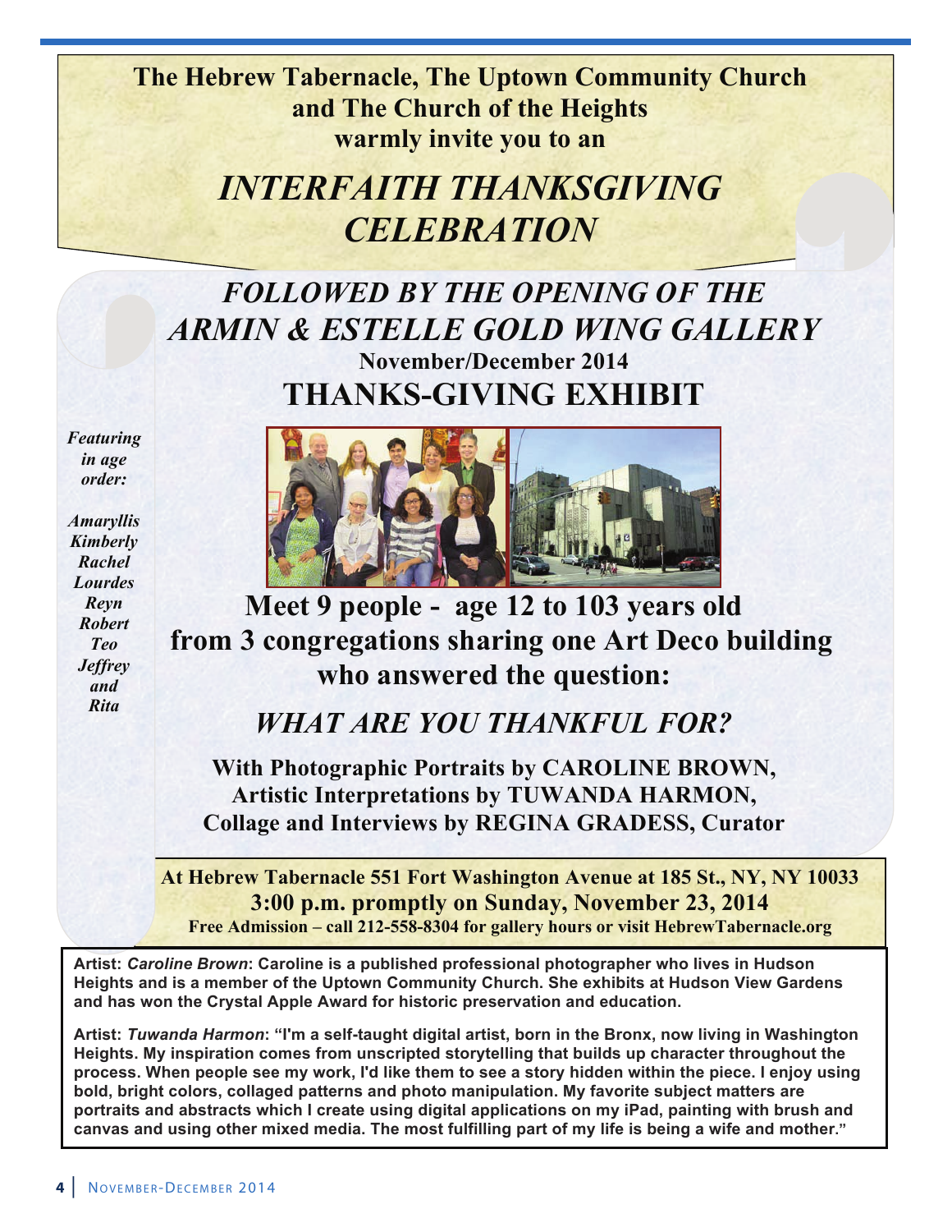**The Hebrew Tabernacle, The Uptown Community Church and The Church of the Heights warmly invite you to an**

# *INTERFAITH THANKSGIVING CELEBRATION*

## *FOLLOWED BY THE OPENING OF THE ARMIN & ESTELLE GOLD WING GALLERY*

**November/December 2014**

## THANKS-GIVING EXHIBIT

***Featuring in age order:***

***Amaryllis***
***Kimberly***
***Rachel***
***Lourdes***
***Reyn***
***Robert***
***Teo***
***Jeffrey***
***and***
***Rita***

**Meet 9 people - age 12 to 103 years old from 3 congregations sharing one Art Deco building who answered the question:**

## *WHAT ARE YOU THANKFUL FOR?*

**With Photographic Portraits by CAROLINE BROWN,**
**Artistic Interpretations by TUWANDA HARMON,**
**Collage and Interviews by REGINA GRADESS, Curator**

**At Hebrew Tabernacle 551 Fort Washington Avenue at 185 St., NY, NY 10033**
**3:00 p.m. promptly on Sunday, November 23, 2014**
**Free Admission – call 212-558-8304 for gallery hours or visit HebrewTabernacle.org**

**Artist: *Caroline Brown*: Caroline is a published professional photographer who lives in Hudson Heights and is a member of the Uptown Community Church. She exhibits at Hudson View Gardens and has won the Crystal Apple Award for historic preservation and education.**

**Artist: *Tuwanda Harmon*: "I'm a self-taught digital artist, born in the Bronx, now living in Washington Heights. My inspiration comes from unscripted storytelling that builds up character throughout the process. When people see my work, I'd like them to see a story hidden within the piece. I enjoy using bold, bright colors, collaged patterns and photo manipulation. My favorite subject matters are portraits and abstracts which I create using digital applications on my iPad, painting with brush and canvas and using other mixed media. The most fulfilling part of my life is being a wife and mother."**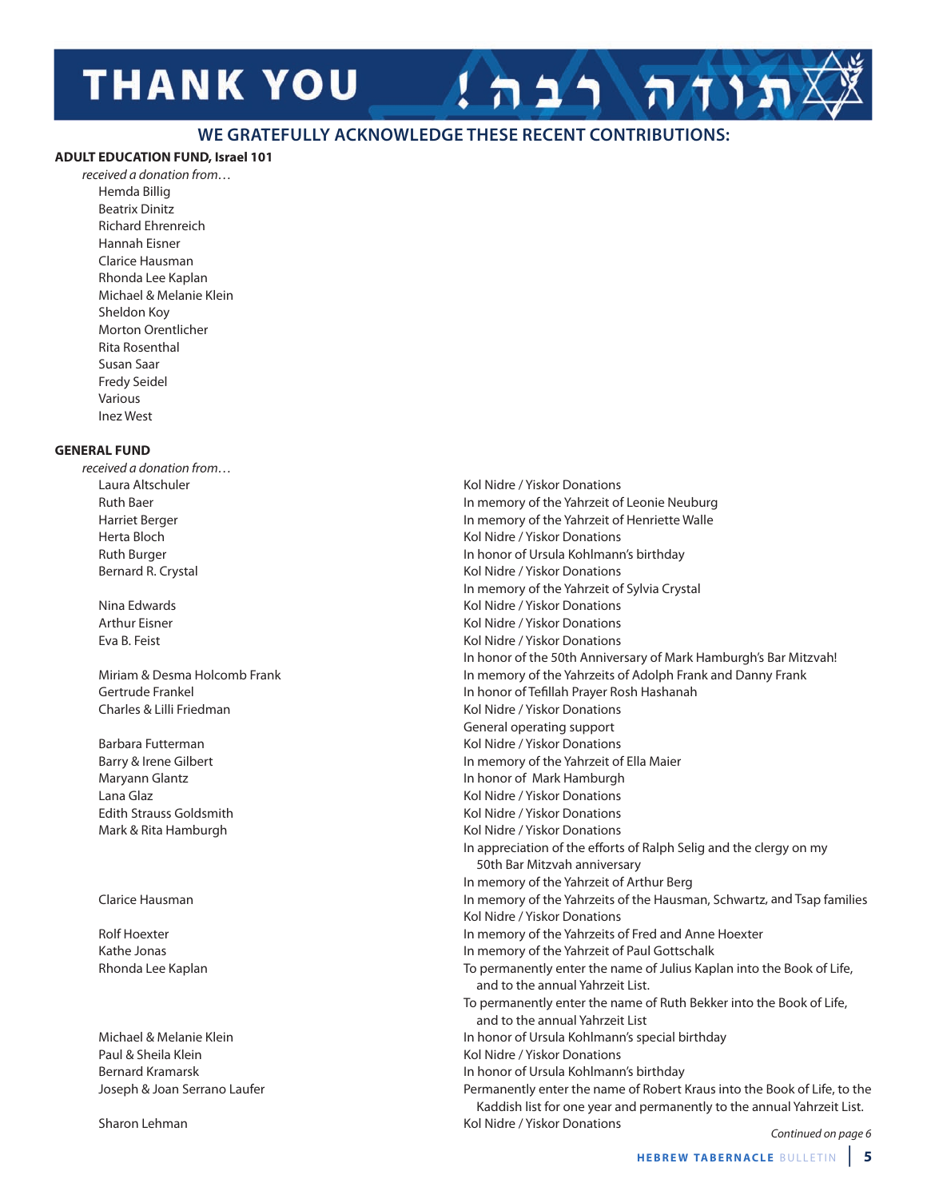# THANK YOU תודה רבה!

## WE GRATEFULLY ACKNOWLEDGE THESE RECENT CONTRIBUTIONS:

**ADULT EDUCATION FUND, Israel 101**

*received a donation from…*

Hemda Billig
Beatrix Dinitz
Richard Ehrenreich
Hannah Eisner
Clarice Hausman
Rhonda Lee Kaplan
Michael & Melanie Klein
Sheldon Koy
Morton Orentlicher
Rita Rosenthal
Susan Saar
Fredy Seidel
Various
Inez West

**GENERAL FUND**

*received a donation from…*

| Donor | Purpose |
|---|---|
| Laura Altschuler | Kol Nidre / Yiskor Donations |
| Ruth Baer | In memory of the Yahrzeit of Leonie Neuburg |
| Harriet Berger | In memory of the Yahrzeit of Henriette Walle |
| Herta Bloch | Kol Nidre / Yiskor Donations |
| Ruth Burger | In honor of Ursula Kohlmann's birthday |
| Bernard R. Crystal | Kol Nidre / Yiskor Donations |
| | In memory of the Yahrzeit of Sylvia Crystal |
| Nina Edwards | Kol Nidre / Yiskor Donations |
| Arthur Eisner | Kol Nidre / Yiskor Donations |
| Eva B. Feist | Kol Nidre / Yiskor Donations |
| | In honor of the 50th Anniversary of Mark Hamburgh's Bar Mitzvah! |
| Miriam & Desma Holcomb Frank | In memory of the Yahrzeits of Adolph Frank and Danny Frank |
| Gertrude Frankel | In honor of Tefillah Prayer Rosh Hashanah |
| Charles & Lilli Friedman | Kol Nidre / Yiskor Donations |
| | General operating support |
| Barbara Futterman | Kol Nidre / Yiskor Donations |
| Barry & Irene Gilbert | In memory of the Yahrzeit of Ella Maier |
| Maryann Glantz | In honor of Mark Hamburgh |
| Lana Glaz | Kol Nidre / Yiskor Donations |
| Edith Strauss Goldsmith | Kol Nidre / Yiskor Donations |
| Mark & Rita Hamburgh | Kol Nidre / Yiskor Donations |
| | In appreciation of the efforts of Ralph Selig and the clergy on my 50th Bar Mitzvah anniversary |
| | In memory of the Yahrzeit of Arthur Berg |
| Clarice Hausman | In memory of the Yahrzeits of the Hausman, Schwartz, and Tsap families |
| | Kol Nidre / Yiskor Donations |
| Rolf Hoexter | In memory of the Yahrzeits of Fred and Anne Hoexter |
| Kathe Jonas | In memory of the Yahrzeit of Paul Gottschalk |
| Rhonda Lee Kaplan | To permanently enter the name of Julius Kaplan into the Book of Life, and to the annual Yahrzeit List. |
| | To permanently enter the name of Ruth Bekker into the Book of Life, and to the annual Yahrzeit List |
| Michael & Melanie Klein | In honor of Ursula Kohlmann's special birthday |
| Paul & Sheila Klein | Kol Nidre / Yiskor Donations |
| Bernard Kramarsk | In honor of Ursula Kohlmann's birthday |
| Joseph & Joan Serrano Laufer | Permanently enter the name of Robert Kraus into the Book of Life, to the Kaddish list for one year and permanently to the annual Yahrzeit List. |
| Sharon Lehman | Kol Nidre / Yiskor Donations |

*Continued on page 6*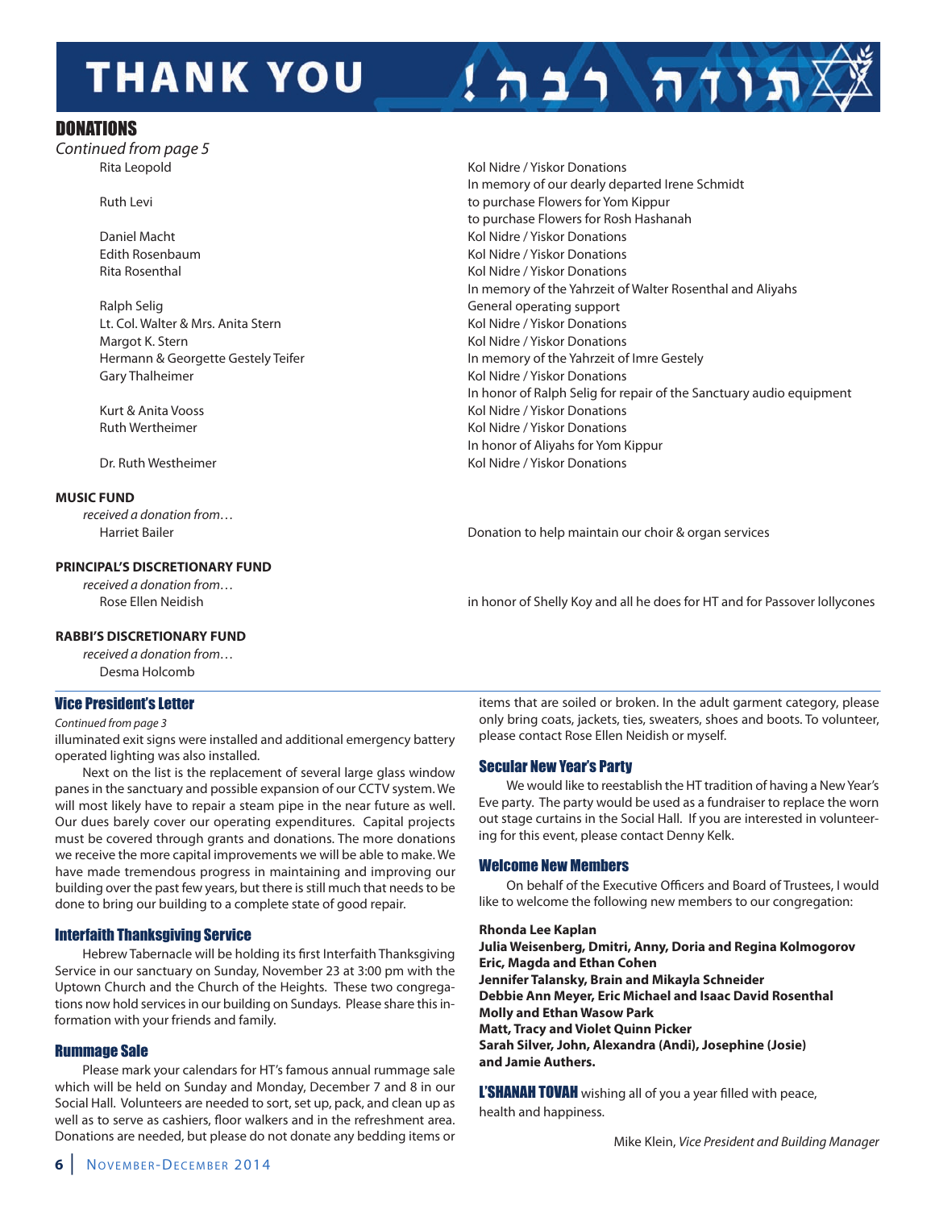# THANK YOU !תודה רבה

## DONATIONS

*Continued from page 5*

| Donor | Donation |
| --- | --- |
| Rita Leopold | Kol Nidre / Yiskor Donations |
| | In memory of our dearly departed Irene Schmidt |
| Ruth Levi | to purchase Flowers for Yom Kippur |
| | to purchase Flowers for Rosh Hashanah |
| Daniel Macht | Kol Nidre / Yiskor Donations |
| Edith Rosenbaum | Kol Nidre / Yiskor Donations |
| Rita Rosenthal | Kol Nidre / Yiskor Donations |
| | In memory of the Yahrzeit of Walter Rosenthal and Aliyahs |
| Ralph Selig | General operating support |
| Lt. Col. Walter & Mrs. Anita Stern | Kol Nidre / Yiskor Donations |
| Margot K. Stern | Kol Nidre / Yiskor Donations |
| Hermann & Georgette Gestely Teifer | In memory of the Yahrzeit of Imre Gestely |
| Gary Thalheimer | Kol Nidre / Yiskor Donations |
| | In honor of Ralph Selig for repair of the Sanctuary audio equipment |
| Kurt & Anita Vooss | Kol Nidre / Yiskor Donations |
| Ruth Wertheimer | Kol Nidre / Yiskor Donations |
| | In honor of Aliyahs for Yom Kippur |
| Dr. Ruth Westheimer | Kol Nidre / Yiskor Donations |

**MUSIC FUND**

*received a donation from…*

Harriet Bailer — Donation to help maintain our choir & organ services

**PRINCIPAL'S DISCRETIONARY FUND**

*received a donation from…*

Rose Ellen Neidish — in honor of Shelly Koy and all he does for HT and for Passover lollycones

**RABBI'S DISCRETIONARY FUND**

*received a donation from…*

Desma Holcomb

## Vice President's Letter

*Continued from page 3*

illuminated exit signs were installed and additional emergency battery operated lighting was also installed.

Next on the list is the replacement of several large glass window panes in the sanctuary and possible expansion of our CCTV system. We will most likely have to repair a steam pipe in the near future as well. Our dues barely cover our operating expenditures. Capital projects must be covered through grants and donations. The more donations we receive the more capital improvements we will be able to make. We have made tremendous progress in maintaining and improving our building over the past few years, but there is still much that needs to be done to bring our building to a complete state of good repair.

### Interfaith Thanksgiving Service

Hebrew Tabernacle will be holding its first Interfaith Thanksgiving Service in our sanctuary on Sunday, November 23 at 3:00 pm with the Uptown Church and the Church of the Heights. These two congregations now hold services in our building on Sundays. Please share this information with your friends and family.

### Rummage Sale

Please mark your calendars for HT's famous annual rummage sale which will be held on Sunday and Monday, December 7 and 8 in our Social Hall. Volunteers are needed to sort, set up, pack, and clean up as well as to serve as cashiers, floor walkers and in the refreshment area. Donations are needed, but please do not donate any bedding items or items that are soiled or broken. In the adult garment category, please only bring coats, jackets, ties, sweaters, shoes and boots. To volunteer, please contact Rose Ellen Neidish or myself.

### Secular New Year's Party

We would like to reestablish the HT tradition of having a New Year's Eve party. The party would be used as a fundraiser to replace the worn out stage curtains in the Social Hall. If you are interested in volunteering for this event, please contact Denny Kelk.

### Welcome New Members

On behalf of the Executive Officers and Board of Trustees, I would like to welcome the following new members to our congregation:

**Rhonda Lee Kaplan**
**Julia Weisenberg, Dmitri, Anny, Doria and Regina Kolmogorov**
**Eric, Magda and Ethan Cohen**
**Jennifer Talansky, Brain and Mikayla Schneider**
**Debbie Ann Meyer, Eric Michael and Isaac David Rosenthal**
**Molly and Ethan Wasow Park**
**Matt, Tracy and Violet Quinn Picker**
**Sarah Silver, John, Alexandra (Andi), Josephine (Josie) and Jamie Authers.**

**L'SHANAH TOVAH** wishing all of you a year filled with peace, health and happiness.

Mike Klein, *Vice President and Building Manager*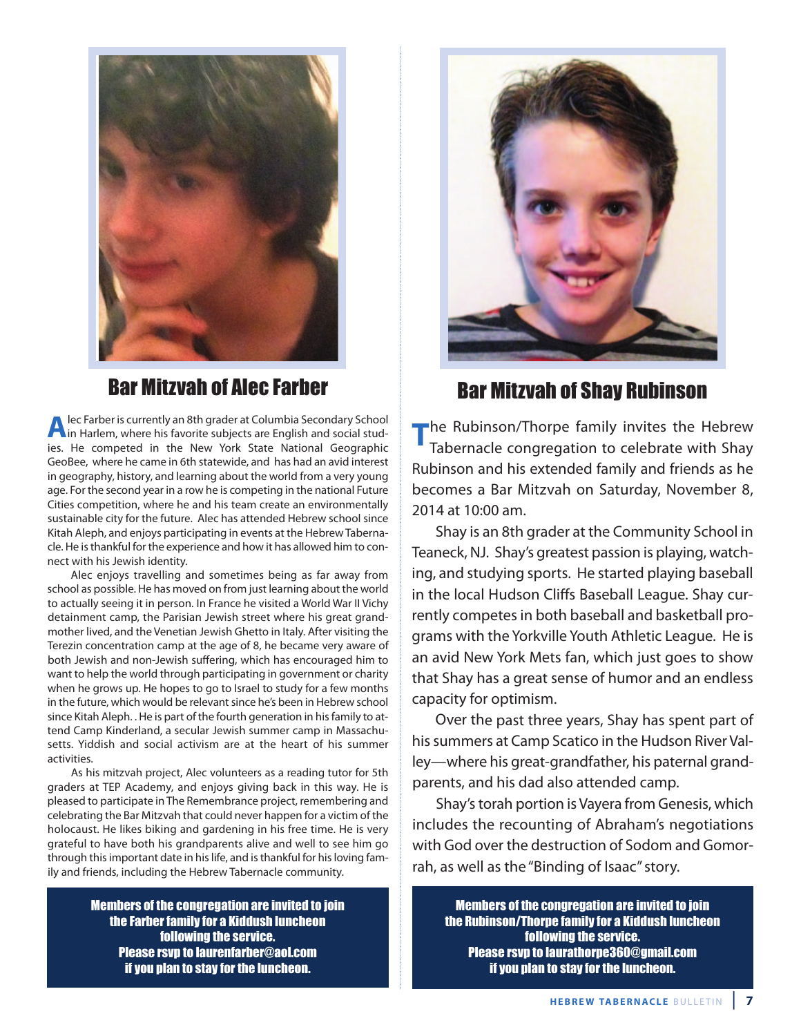## Bar Mitzvah of Alec Farber

Alec Farber is currently an 8th grader at Columbia Secondary School in Harlem, where his favorite subjects are English and social studies. He competed in the New York State National Geographic GeoBee, where he came in 6th statewide, and has had an avid interest in geography, history, and learning about the world from a very young age. For the second year in a row he is competing in the national Future Cities competition, where he and his team create an environmentally sustainable city for the future. Alec has attended Hebrew school since Kitah Aleph, and enjoys participating in events at the Hebrew Tabernacle. He is thankful for the experience and how it has allowed him to connect with his Jewish identity.

Alec enjoys travelling and sometimes being as far away from school as possible. He has moved on from just learning about the world to actually seeing it in person. In France he visited a World War II Vichy detainment camp, the Parisian Jewish street where his great grandmother lived, and the Venetian Jewish Ghetto in Italy. After visiting the Terezin concentration camp at the age of 8, he became very aware of both Jewish and non-Jewish suffering, which has encouraged him to want to help the world through participating in government or charity when he grows up. He hopes to go to Israel to study for a few months in the future, which would be relevant since he's been in Hebrew school since Kitah Aleph. . He is part of the fourth generation in his family to attend Camp Kinderland, a secular Jewish summer camp in Massachusetts. Yiddish and social activism are at the heart of his summer activities.

As his mitzvah project, Alec volunteers as a reading tutor for 5th graders at TEP Academy, and enjoys giving back in this way. He is pleased to participate in The Remembrance project, remembering and celebrating the Bar Mitzvah that could never happen for a victim of the holocaust. He likes biking and gardening in his free time. He is very grateful to have both his grandparents alive and well to see him go through this important date in his life, and is thankful for his loving family and friends, including the Hebrew Tabernacle community.

**Members of the congregation are invited to join the Farber family for a Kiddush luncheon following the service. Please rsvp to laurenfarber@aol.com if you plan to stay for the luncheon.**

## Bar Mitzvah of Shay Rubinson

The Rubinson/Thorpe family invites the Hebrew Tabernacle congregation to celebrate with Shay Rubinson and his extended family and friends as he becomes a Bar Mitzvah on Saturday, November 8, 2014 at 10:00 am.

Shay is an 8th grader at the Community School in Teaneck, NJ. Shay's greatest passion is playing, watching, and studying sports. He started playing baseball in the local Hudson Cliffs Baseball League. Shay currently competes in both baseball and basketball programs with the Yorkville Youth Athletic League. He is an avid New York Mets fan, which just goes to show that Shay has a great sense of humor and an endless capacity for optimism.

Over the past three years, Shay has spent part of his summers at Camp Scatico in the Hudson River Valley—where his great-grandfather, his paternal grandparents, and his dad also attended camp.

Shay's torah portion is Vayera from Genesis, which includes the recounting of Abraham's negotiations with God over the destruction of Sodom and Gomorrah, as well as the "Binding of Isaac" story.

**Members of the congregation are invited to join the Rubinson/Thorpe family for a Kiddush luncheon following the service. Please rsvp to laurathorpe360@gmail.com if you plan to stay for the luncheon.**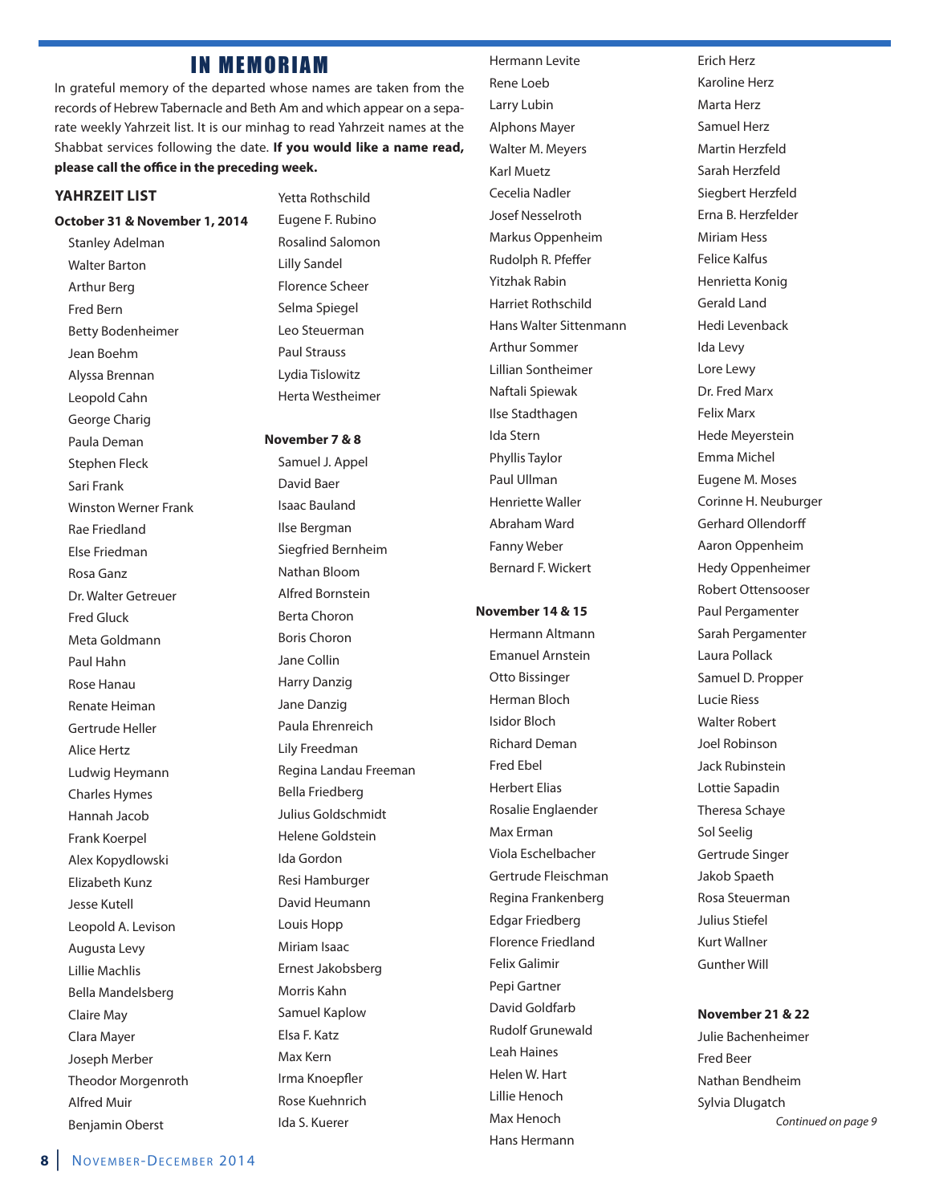# IN MEMORIAM

In grateful memory of the departed whose names are taken from the records of Hebrew Tabernacle and Beth Am and which appear on a separate weekly Yahrzeit list. It is our minhag to read Yahrzeit names at the Shabbat services following the date. **If you would like a name read, please call the office in the preceding week.**

## YAHRZEIT LIST

**October 31 & November 1, 2014**

Stanley Adelman
Walter Barton
Arthur Berg
Fred Bern
Betty Bodenheimer
Jean Boehm
Alyssa Brennan
Leopold Cahn
George Charig
Paula Deman
Stephen Fleck
Sari Frank
Winston Werner Frank
Rae Friedland
Else Friedman
Rosa Ganz
Dr. Walter Getreuer
Fred Gluck
Meta Goldmann
Paul Hahn
Rose Hanau
Renate Heiman
Gertrude Heller
Alice Hertz
Ludwig Heymann
Charles Hymes
Hannah Jacob
Frank Koerpel
Alex Kopydlowski
Elizabeth Kunz
Jesse Kutell
Leopold A. Levison
Augusta Levy
Lillie Machlis
Bella Mandelsberg
Claire May
Clara Mayer
Joseph Merber
Theodor Morgenroth
Alfred Muir
Benjamin Oberst
Yetta Rothschild
Eugene F. Rubino
Rosalind Salomon
Lilly Sandel
Florence Scheer
Selma Spiegel
Leo Steuerman
Paul Strauss
Lydia Tislowitz
Herta Westheimer

**November 7 & 8**

Samuel J. Appel
David Baer
Isaac Bauland
Ilse Bergman
Siegfried Bernheim
Nathan Bloom
Alfred Bornstein
Berta Choron
Boris Choron
Jane Collin
Harry Danzig
Jane Danzig
Paula Ehrenreich
Lily Freedman
Regina Landau Freeman
Bella Friedberg
Julius Goldschmidt
Helene Goldstein
Ida Gordon
Resi Hamburger
David Heumann
Louis Hopp
Miriam Isaac
Ernest Jakobsberg
Morris Kahn
Samuel Kaplow
Elsa F. Katz
Max Kern
Irma Knoepfler
Rose Kuehnrich
Ida S. Kuerer
Hermann Levite
Rene Loeb
Larry Lubin
Alphons Mayer
Walter M. Meyers
Karl Muetz
Cecelia Nadler
Josef Nesselroth
Markus Oppenheim
Rudolph R. Pfeffer
Yitzhak Rabin
Harriet Rothschild
Hans Walter Sittenmann
Arthur Sommer
Lillian Sontheimer
Naftali Spiewak
Ilse Stadthagen
Ida Stern
Phyllis Taylor
Paul Ullman
Henriette Waller
Abraham Ward
Fanny Weber
Bernard F. Wickert

**November 14 & 15**

Hermann Altmann
Emanuel Arnstein
Otto Bissinger
Herman Bloch
Isidor Bloch
Richard Deman
Fred Ebel
Herbert Elias
Rosalie Englaender
Max Erman
Viola Eschelbacher
Gertrude Fleischman
Regina Frankenberg
Edgar Friedberg
Florence Friedland
Felix Galimir
Pepi Gartner
David Goldfarb
Rudolf Grunewald
Leah Haines
Helen W. Hart
Lillie Henoch
Max Henoch
Hans Hermann
Erich Herz
Karoline Herz
Marta Herz
Samuel Herz
Martin Herzfeld
Sarah Herzfeld
Siegbert Herzfeld
Erna B. Herzfelder
Miriam Hess
Felice Kalfus
Henrietta Konig
Gerald Land
Hedi Levenback
Ida Levy
Lore Lewy
Dr. Fred Marx
Felix Marx
Hede Meyerstein
Emma Michel
Eugene M. Moses
Corinne H. Neuburger
Gerhard Ollendorff
Aaron Oppenheim
Hedy Oppenheimer
Robert Ottensooser
Paul Pergamenter
Sarah Pergamenter
Laura Pollack
Samuel D. Propper
Lucie Riess
Walter Robert
Joel Robinson
Jack Rubinstein
Lottie Sapadin
Theresa Schaye
Sol Seelig
Gertrude Singer
Jakob Spaeth
Rosa Steuerman
Julius Stiefel
Kurt Wallner
Gunther Will

**November 21 & 22**

Julie Bachenheimer
Fred Beer
Nathan Bendheim
Sylvia Dlugatch

*Continued on page 9*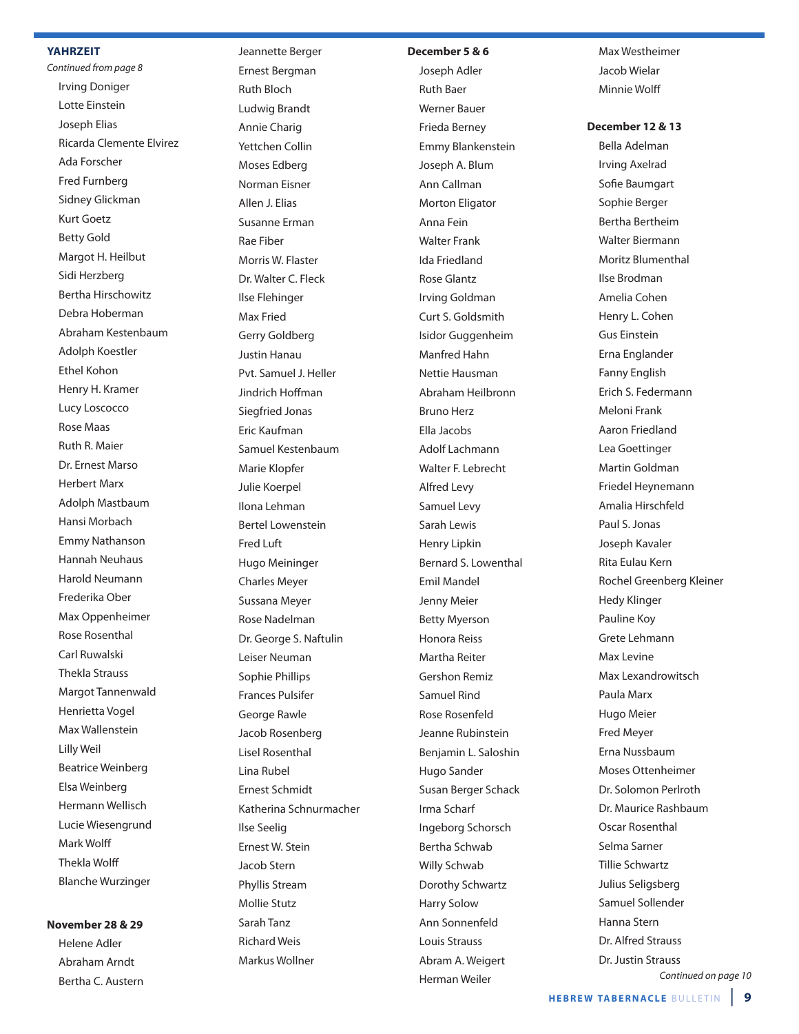## YAHRZEIT

*Continued from page 8*

Irving Doniger
Lotte Einstein
Joseph Elias
Ricarda Clemente Elvirez
Ada Forscher
Fred Furnberg
Sidney Glickman
Kurt Goetz
Betty Gold
Margot H. Heilbut
Sidi Herzberg
Bertha Hirschowitz
Debra Hoberman
Abraham Kestenbaum
Adolph Koestler
Ethel Kohon
Henry H. Kramer
Lucy Loscocco
Rose Maas
Ruth R. Maier
Dr. Ernest Marso
Herbert Marx
Adolph Mastbaum
Hansi Morbach
Emmy Nathanson
Hannah Neuhaus
Harold Neumann
Frederika Ober
Max Oppenheimer
Rose Rosenthal
Carl Ruwalski
Thekla Strauss
Margot Tannenwald
Henrietta Vogel
Max Wallenstein
Lilly Weil
Beatrice Weinberg
Elsa Weinberg
Hermann Wellisch
Lucie Wiesengrund
Mark Wolff
Thekla Wolff
Blanche Wurzinger

**November 28 & 29**

Helene Adler
Abraham Arndt
Bertha C. Austern
Jeannette Berger
Ernest Bergman
Ruth Bloch
Ludwig Brandt
Annie Charig
Yettchen Collin
Moses Edberg
Norman Eisner
Allen J. Elias
Susanne Erman
Rae Fiber
Morris W. Flaster
Dr. Walter C. Fleck
Ilse Flehinger
Max Fried
Gerry Goldberg
Justin Hanau
Pvt. Samuel J. Heller
Jindrich Hoffman
Siegfried Jonas
Eric Kaufman
Samuel Kestenbaum
Marie Klopfer
Julie Koerpel
Ilona Lehman
Bertel Lowenstein
Fred Luft
Hugo Meininger
Charles Meyer
Sussana Meyer
Rose Nadelman
Dr. George S. Naftulin
Leiser Neuman
Sophie Phillips
Frances Pulsifer
George Rawle
Jacob Rosenberg
Lisel Rosenthal
Lina Rubel
Ernest Schmidt
Katherina Schnurmacher
Ilse Seelig
Ernest W. Stein
Jacob Stern
Phyllis Stream
Mollie Stutz
Sarah Tanz
Richard Weis
Markus Wollner

**December 5 & 6**

Joseph Adler
Ruth Baer
Werner Bauer
Frieda Berney
Emmy Blankenstein
Joseph A. Blum
Ann Callman
Morton Eligator
Anna Fein
Walter Frank
Ida Friedland
Rose Glantz
Irving Goldman
Curt S. Goldsmith
Isidor Guggenheim
Manfred Hahn
Nettie Hausman
Abraham Heilbronn
Bruno Herz
Ella Jacobs
Adolf Lachmann
Walter F. Lebrecht
Alfred Levy
Samuel Levy
Sarah Lewis
Henry Lipkin
Bernard S. Lowenthal
Emil Mandel
Jenny Meier
Betty Myerson
Honora Reiss
Martha Reiter
Gershon Remiz
Samuel Rind
Rose Rosenfeld
Jeanne Rubinstein
Benjamin L. Saloshin
Hugo Sander
Susan Berger Schack
Irma Scharf
Ingeborg Schorsch
Bertha Schwab
Willy Schwab
Dorothy Schwartz
Harry Solow
Ann Sonnenfeld
Louis Strauss
Abram A. Weigert
Herman Weiler
Max Westheimer
Jacob Wielar
Minnie Wolff

**December 12 & 13**

Bella Adelman
Irving Axelrad
Sofie Baumgart
Sophie Berger
Bertha Bertheim
Walter Biermann
Moritz Blumenthal
Ilse Brodman
Amelia Cohen
Henry L. Cohen
Gus Einstein
Erna Englander
Fanny English
Erich S. Federmann
Meloni Frank
Aaron Friedland
Lea Goettinger
Martin Goldman
Friedel Heynemann
Amalia Hirschfeld
Paul S. Jonas
Joseph Kavaler
Rita Eulau Kern
Rochel Greenberg Kleiner
Hedy Klinger
Pauline Koy
Grete Lehmann
Max Levine
Max Lexandrowitsch
Paula Marx
Hugo Meier
Fred Meyer
Erna Nussbaum
Moses Ottenheimer
Dr. Solomon Perlroth
Dr. Maurice Rashbaum
Oscar Rosenthal
Selma Sarner
Tillie Schwartz
Julius Seligsberg
Samuel Sollender
Hanna Stern
Dr. Alfred Strauss
Dr. Justin Strauss

*Continued on page 10*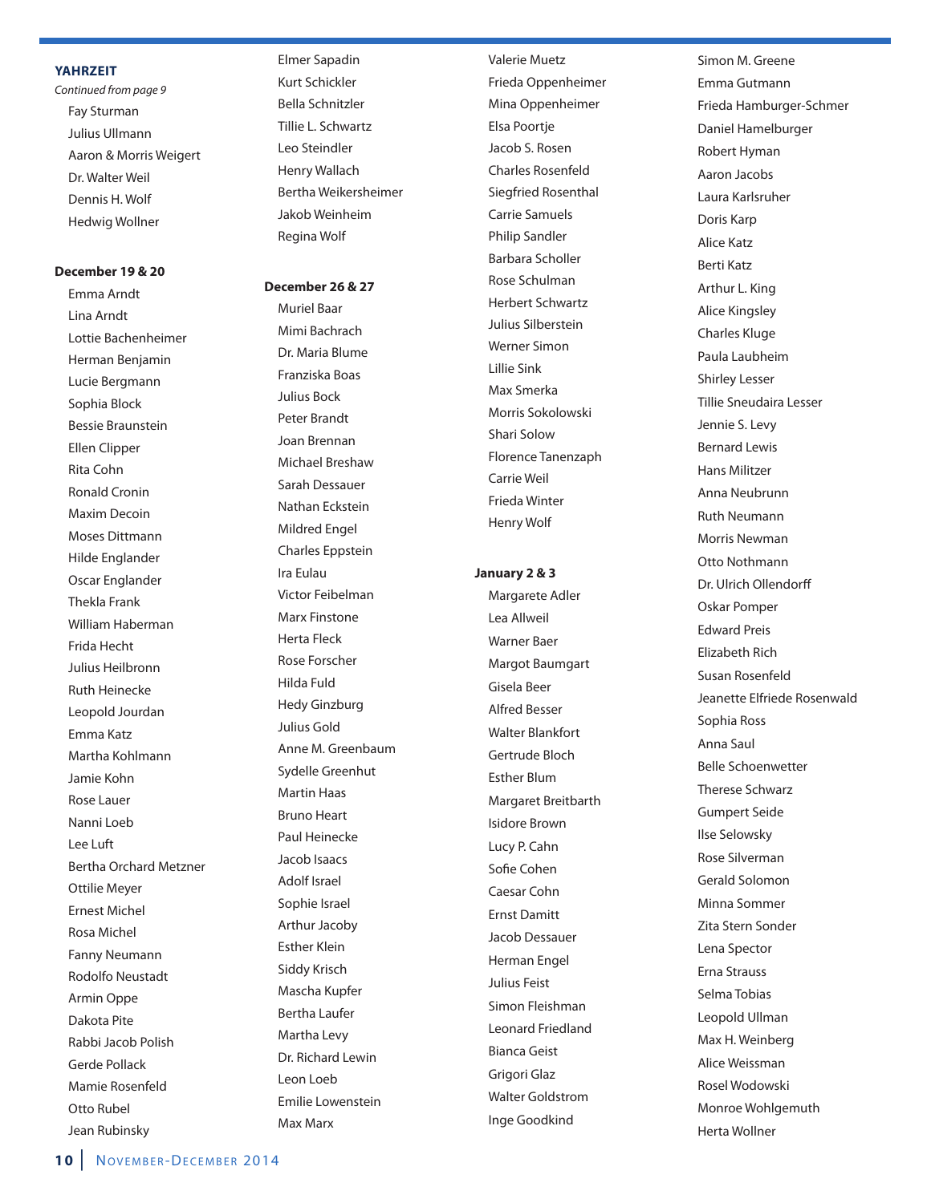**YAHRZEIT**

*Continued from page 9*

- Fay Sturman
- Julius Ullmann
- Aaron & Morris Weigert
- Dr. Walter Weil
- Dennis H. Wolf
- Hedwig Wollner

**December 19 & 20**

- Emma Arndt
- Lina Arndt
- Lottie Bachenheimer
- Herman Benjamin
- Lucie Bergmann
- Sophia Block
- Bessie Braunstein
- Ellen Clipper
- Rita Cohn
- Ronald Cronin
- Maxim Decoin
- Moses Dittmann
- Hilde Englander
- Oscar Englander
- Thekla Frank
- William Haberman
- Frida Hecht
- Julius Heilbronn
- Ruth Heinecke
- Leopold Jourdan
- Emma Katz
- Martha Kohlmann
- Jamie Kohn
- Rose Lauer
- Nanni Loeb
- Lee Luft
- Bertha Orchard Metzner
- Ottilie Meyer
- Ernest Michel
- Rosa Michel
- Fanny Neumann
- Rodolfo Neustadt
- Armin Oppe
- Dakota Pite
- Rabbi Jacob Polish
- Gerde Pollack
- Mamie Rosenfeld
- Otto Rubel
- Jean Rubinsky
- Elmer Sapadin
- Kurt Schickler
- Bella Schnitzler
- Tillie L. Schwartz
- Leo Steindler
- Henry Wallach
- Bertha Weikersheimer
- Jakob Weinheim
- Regina Wolf

**December 26 & 27**

- Muriel Baar
- Mimi Bachrach
- Dr. Maria Blume
- Franziska Boas
- Julius Bock
- Peter Brandt
- Joan Brennan
- Michael Breshaw
- Sarah Dessauer
- Nathan Eckstein
- Mildred Engel
- Charles Eppstein
- Ira Eulau
- Victor Feibelman
- Marx Finstone
- Herta Fleck
- Rose Forscher
- Hilda Fuld
- Hedy Ginzburg
- Julius Gold
- Anne M. Greenbaum
- Sydelle Greenhut
- Martin Haas
- Bruno Heart
- Paul Heinecke
- Jacob Isaacs
- Adolf Israel
- Sophie Israel
- Arthur Jacoby
- Esther Klein
- Siddy Krisch
- Mascha Kupfer
- Bertha Laufer
- Martha Levy
- Dr. Richard Lewin
- Leon Loeb
- Emilie Lowenstein
- Max Marx
- Valerie Muetz
- Frieda Oppenheimer
- Mina Oppenheimer
- Elsa Poortje
- Jacob S. Rosen
- Charles Rosenfeld
- Siegfried Rosenthal
- Carrie Samuels
- Philip Sandler
- Barbara Scholler
- Rose Schulman
- Herbert Schwartz
- Julius Silberstein
- Werner Simon
- Lillie Sink
- Max Smerka
- Morris Sokolowski
- Shari Solow
- Florence Tanenzaph
- Carrie Weil
- Frieda Winter
- Henry Wolf

**January 2 & 3**

- Margarete Adler
- Lea Allweil
- Warner Baer
- Margot Baumgart
- Gisela Beer
- Alfred Besser
- Walter Blankfort
- Gertrude Bloch
- Esther Blum
- Margaret Breitbarth
- Isidore Brown
- Lucy P. Cahn
- Sofie Cohen
- Caesar Cohn
- Ernst Damitt
- Jacob Dessauer
- Herman Engel
- Julius Feist
- Simon Fleishman
- Leonard Friedland
- Bianca Geist
- Grigori Glaz
- Walter Goldstrom
- Inge Goodkind
- Simon M. Greene
- Emma Gutmann
- Frieda Hamburger-Schmer
- Daniel Hamelburger
- Robert Hyman
- Aaron Jacobs
- Laura Karlsruher
- Doris Karp
- Alice Katz
- Berti Katz
- Arthur L. King
- Alice Kingsley
- Charles Kluge
- Paula Laubheim
- Shirley Lesser
- Tillie Sneudaira Lesser
- Jennie S. Levy
- Bernard Lewis
- Hans Militzer
- Anna Neubrunn
- Ruth Neumann
- Morris Newman
- Otto Nothmann
- Dr. Ulrich Ollendorff
- Oskar Pomper
- Edward Preis
- Elizabeth Rich
- Susan Rosenfeld
- Jeanette Elfriede Rosenwald
- Sophia Ross
- Anna Saul
- Belle Schoenwetter
- Therese Schwarz
- Gumpert Seide
- Ilse Selowsky
- Rose Silverman
- Gerald Solomon
- Minna Sommer
- Zita Stern Sonder
- Lena Spector
- Erna Strauss
- Selma Tobias
- Leopold Ullman
- Max H. Weinberg
- Alice Weissman
- Rosel Wodowski
- Monroe Wohlgemuth
- Herta Wollner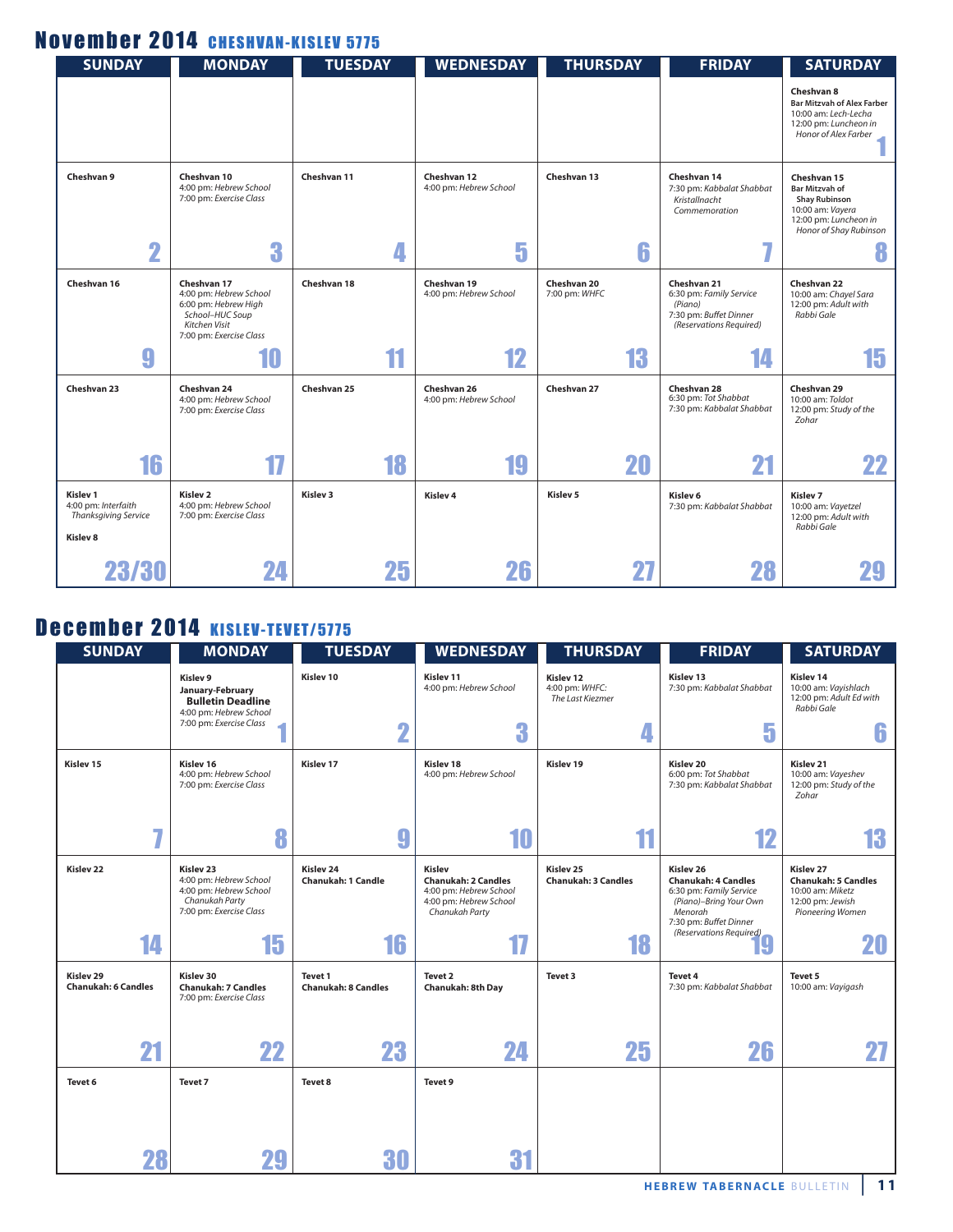# November 2014 CHESHVAN-KISLEV 5775

| SUNDAY | MONDAY | TUESDAY | WEDNESDAY | THURSDAY | FRIDAY | SATURDAY |
|---|---|---|---|---|---|---|
| | | | | | | **1** Cheshvan 8 **Bar Mitzvah of Alex Farber** 10:00 am: *Lech-Lecha* 12:00 pm: *Luncheon in Honor of Alex Farber* |
| **2** Cheshvan 9 | **3** Cheshvan 10 4:00 pm: *Hebrew School* 7:00 pm: *Exercise Class* | **4** Cheshvan 11 | **5** Cheshvan 12 4:00 pm: *Hebrew School* | **6** Cheshvan 13 | **7** Cheshvan 14 7:30 pm: *Kabbalat Shabbat Kristallnacht Commemoration* | **8** Cheshvan 15 **Bar Mitzvah of Shay Rubinson** 10:00 am: *Vayera* 12:00 pm: *Luncheon in Honor of Shay Rubinson* |
| **9** Cheshvan 16 | **10** Cheshvan 17 4:00 pm: *Hebrew School* 6:00 pm: *Hebrew High School–HUC Soup Kitchen Visit* 7:00 pm: *Exercise Class* | **11** Cheshvan 18 | **12** Cheshvan 19 4:00 pm: *Hebrew School* | **13** Cheshvan 20 7:00 pm: *WHFC* | **14** Cheshvan 21 6:30 pm: *Family Service (Piano)* 7:30 pm: *Buffet Dinner (Reservations Required)* | **15** Cheshvan 22 10:00 am: *Chayel Sara* 12:00 pm: *Adult with Rabbi Gale* |
| **16** Cheshvan 23 | **17** Cheshvan 24 4:00 pm: *Hebrew School* 7:00 pm: *Exercise Class* | **18** Cheshvan 25 | **19** Cheshvan 26 4:00 pm: *Hebrew School* | **20** Cheshvan 27 | **21** Cheshvan 28 6:30 pm: *Tot Shabbat* 7:30 pm: *Kabbalat Shabbat* | **22** Cheshvan 29 10:00 am: *Toldot* 12:00 pm: *Study of the Zohar* |
| **23/30** Kislev 1 4:00 pm: *Interfaith Thanksgiving Service* / Kislev 8 | **24** Kislev 2 4:00 pm: *Hebrew School* 7:00 pm: *Exercise Class* | **25** Kislev 3 | **26** Kislev 4 | **27** Kislev 5 | **28** Kislev 6 7:30 pm: *Kabbalat Shabbat* | **29** Kislev 7 10:00 am: *Vayetzel* 12:00 pm: *Adult with Rabbi Gale* |

# December 2014 KISLEV-TEVET/5775

| SUNDAY | MONDAY | TUESDAY | WEDNESDAY | THURSDAY | FRIDAY | SATURDAY |
|---|---|---|---|---|---|---|
| | **1** Kislev 9 **January-February Bulletin Deadline** 4:00 pm: *Hebrew School* 7:00 pm: *Exercise Class* | **2** Kislev 10 | **3** Kislev 11 4:00 pm: *Hebrew School* | **4** Kislev 12 4:00 pm: *WHFC: The Last Kiezmer* | **5** Kislev 13 7:30 pm: *Kabbalat Shabbat* | **6** Kislev 14 10:00 am: *Vayishlach* 12:00 pm: *Adult Ed with Rabbi Gale* |
| **7** Kislev 15 | **8** Kislev 16 4:00 pm: *Hebrew School* 7:00 pm: *Exercise Class* | **9** Kislev 17 | **10** Kislev 18 4:00 pm: *Hebrew School* | **11** Kislev 19 | **12** Kislev 20 6:00 pm: *Tot Shabbat* 7:30 pm: *Kabbalat Shabbat* | **13** Kislev 21 10:00 am: *Vayeshev* 12:00 pm: *Study of the Zohar* |
| **14** Kislev 22 | **15** Kislev 23 4:00 pm: *Hebrew School* 4:00 pm: *Hebrew School Chanukah Party* 7:00 pm: *Exercise Class* | **16** Kislev 24 **Chanukah: 1 Candle** | **17** Kislev **Chanukah: 2 Candles** 4:00 pm: *Hebrew School* 4:00 pm: *Hebrew School Chanukah Party* | **18** Kislev 25 **Chanukah: 3 Candles** | **19** Kislev 26 **Chanukah: 4 Candles** 6:30 pm: *Family Service (Piano)–Bring Your Own Menorah* 7:30 pm: *Buffet Dinner (Reservations Required)* | **20** Kislev 27 **Chanukah: 5 Candles** 10:00 am: *Miketz* 12:00 pm: *Jewish Pioneering Women* |
| **21** Kislev 29 **Chanukah: 6 Candles** | **22** Kislev 30 **Chanukah: 7 Candles** 7:00 pm: *Exercise Class* | **23** Tevet 1 **Chanukah: 8 Candles** | **24** Tevet 2 **Chanukah: 8th Day** | **25** Tevet 3 | **26** Tevet 4 7:30 pm: *Kabbalat Shabbat* | **27** Tevet 5 10:00 am: *Vayigash* |
| **28** Tevet 6 | **29** Tevet 7 | **30** Tevet 8 | **31** Tevet 9 | | | |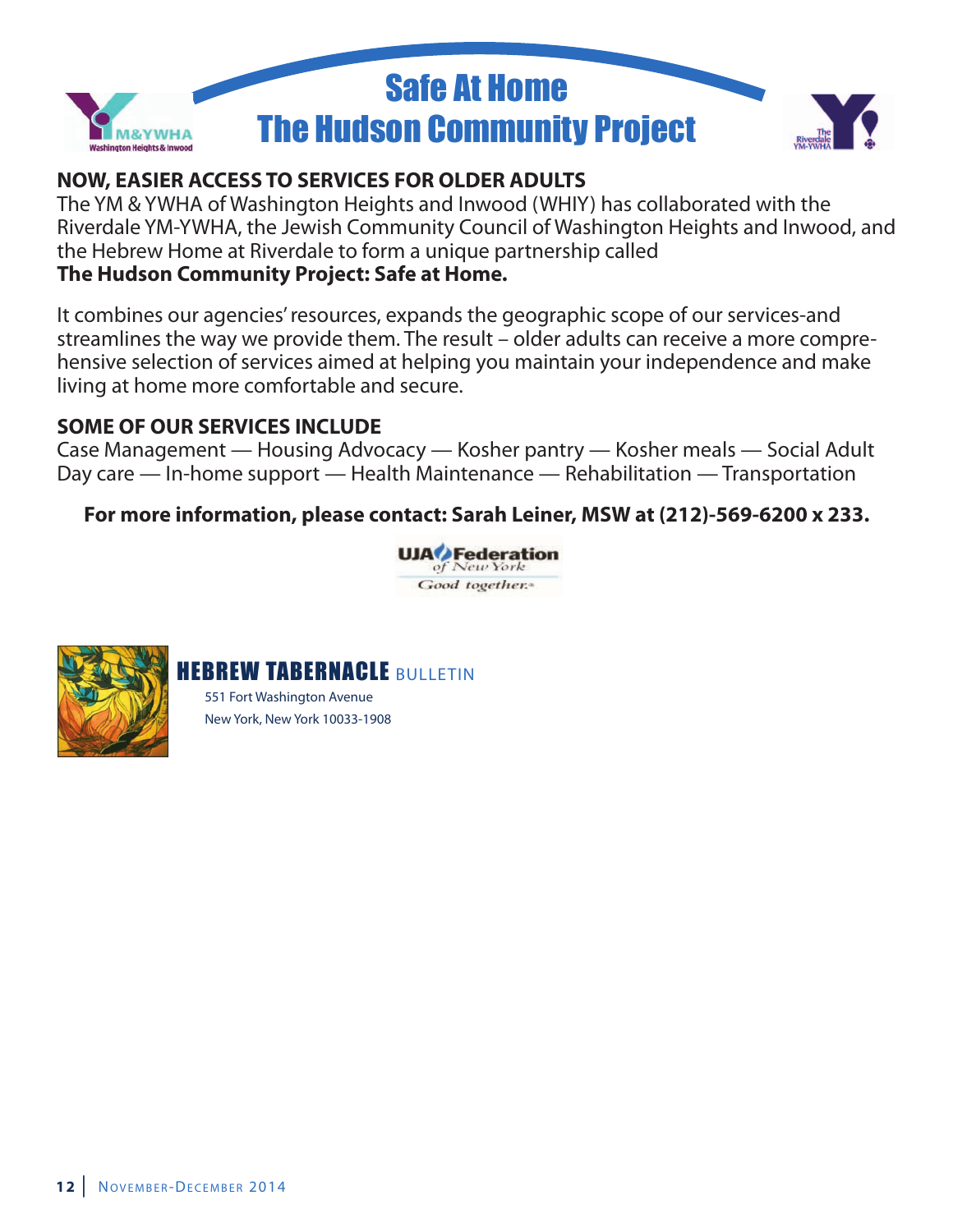# Safe At Home
# The Hudson Community Project

**NOW, EASIER ACCESS TO SERVICES FOR OLDER ADULTS**

The YM & YWHA of Washington Heights and Inwood (WHIY) has collaborated with the Riverdale YM-YWHA, the Jewish Community Council of Washington Heights and Inwood, and the Hebrew Home at Riverdale to form a unique partnership called
**The Hudson Community Project: Safe at Home.**

It combines our agencies' resources, expands the geographic scope of our services-and streamlines the way we provide them. The result – older adults can receive a more comprehensive selection of services aimed at helping you maintain your independence and make living at home more comfortable and secure.

**SOME OF OUR SERVICES INCLUDE**

Case Management — Housing Advocacy — Kosher pantry — Kosher meals — Social Adult Day care — In-home support — Health Maintenance — Rehabilitation — Transportation

**For more information, please contact: Sarah Leiner, MSW at (212)-569-6200 x 233.**

UJA Federation of New York
Good together.

**HEBREW TABERNACLE** BULLETIN
551 Fort Washington Avenue
New York, New York 10033-1908